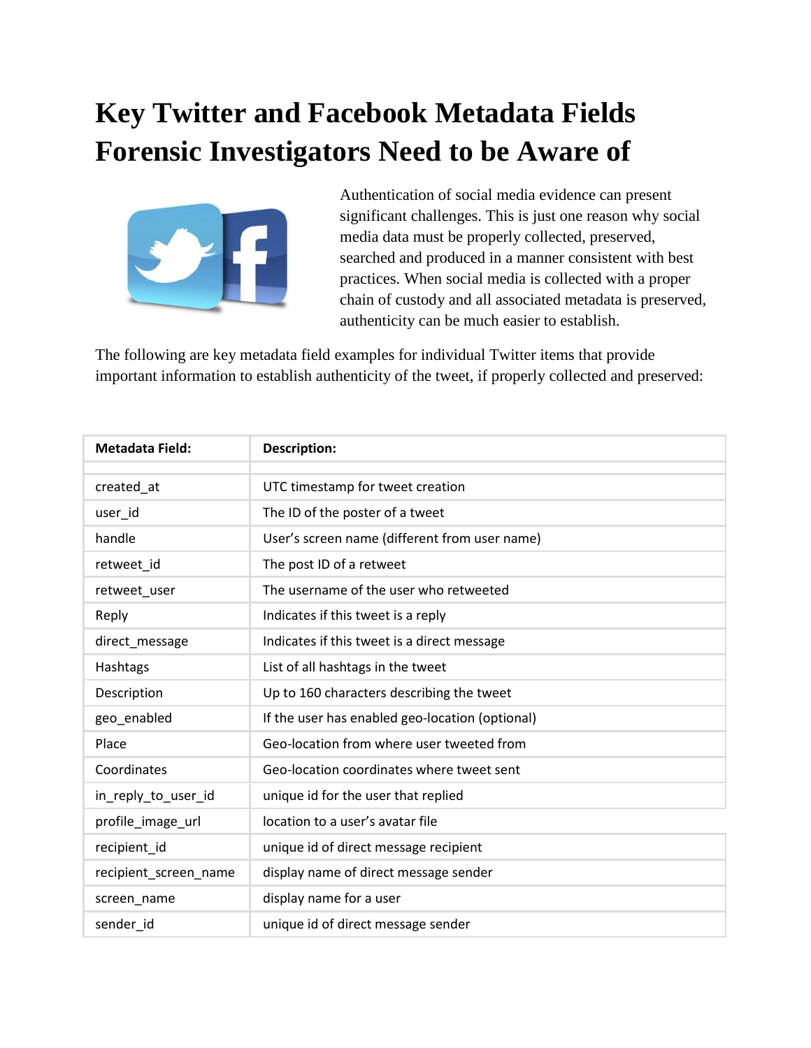# Key Twitter and Facebook Metadata Fields Forensic Investigators Need to be Aware of

Authentication of social media evidence can present significant challenges. This is just one reason why social media data must be properly collected, preserved, searched and produced in a manner consistent with best practices. When social media is collected with a proper chain of custody and all associated metadata is preserved, authenticity can be much easier to establish.

The following are key metadata field examples for individual Twitter items that provide important information to establish authenticity of the tweet, if properly collected and preserved:

| Metadata Field: | Description: |
|---|---|
| | |
| created_at | UTC timestamp for tweet creation |
| user_id | The ID of the poster of a tweet |
| handle | User's screen name (different from user name) |
| retweet_id | The post ID of a retweet |
| retweet_user | The username of the user who retweeted |
| Reply | Indicates if this tweet is a reply |
| direct_message | Indicates if this tweet is a direct message |
| Hashtags | List of all hashtags in the tweet |
| Description | Up to 160 characters describing the tweet |
| geo_enabled | If the user has enabled geo-location (optional) |
| Place | Geo-location from where user tweeted from |
| Coordinates | Geo-location coordinates where tweet sent |
| in_reply_to_user_id | unique id for the user that replied |
| profile_image_url | location to a user's avatar file |
| recipient_id | unique id of direct message recipient |
| recipient_screen_name | display name of direct message sender |
| screen_name | display name for a user |
| sender_id | unique id of direct message sender |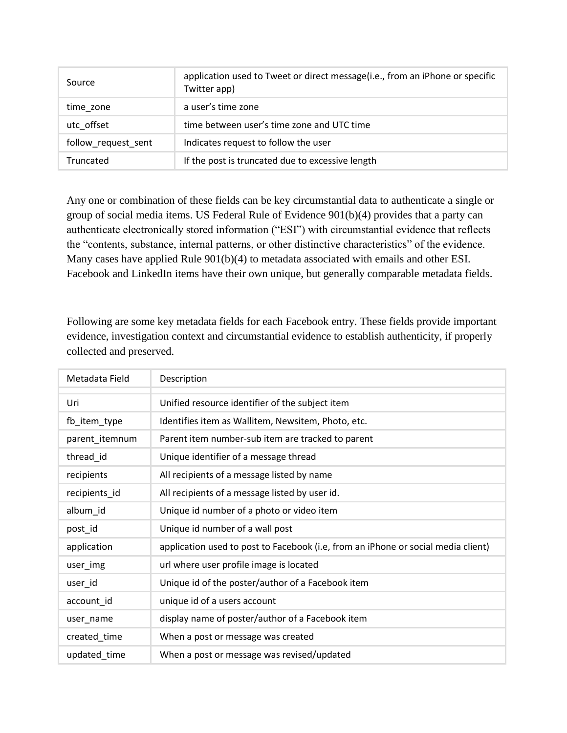| | |
|---|---|
| Source | application used to Tweet or direct message(i.e., from an iPhone or specific Twitter app) |
| time_zone | a user's time zone |
| utc_offset | time between user's time zone and UTC time |
| follow_request_sent | Indicates request to follow the user |
| Truncated | If the post is truncated due to excessive length |

Any one or combination of these fields can be key circumstantial data to authenticate a single or group of social media items. US Federal Rule of Evidence 901(b)(4) provides that a party can authenticate electronically stored information ("ESI") with circumstantial evidence that reflects the "contents, substance, internal patterns, or other distinctive characteristics" of the evidence. Many cases have applied Rule 901(b)(4) to metadata associated with emails and other ESI. Facebook and LinkedIn items have their own unique, but generally comparable metadata fields.

Following are some key metadata fields for each Facebook entry. These fields provide important evidence, investigation context and circumstantial evidence to establish authenticity, if properly collected and preserved.

| Metadata Field | Description |
|---|---|
| Uri | Unified resource identifier of the subject item |
| fb_item_type | Identifies item as WallItem, NewsItem, Photo, etc. |
| parent_itemnum | Parent item number-sub item are tracked to parent |
| thread_id | Unique identifier of a message thread |
| recipients | All recipients of a message listed by name |
| recipients_id | All recipients of a message listed by user id. |
| album_id | Unique id number of a photo or video item |
| post_id | Unique id number of a wall post |
| application | application used to post to Facebook (i.e, from an iPhone or social media client) |
| user_img | url where user profile image is located |
| user_id | Unique id of the poster/author of a Facebook item |
| account_id | unique id of a users account |
| user_name | display name of poster/author of a Facebook item |
| created_time | When a post or message was created |
| updated_time | When a post or message was revised/updated |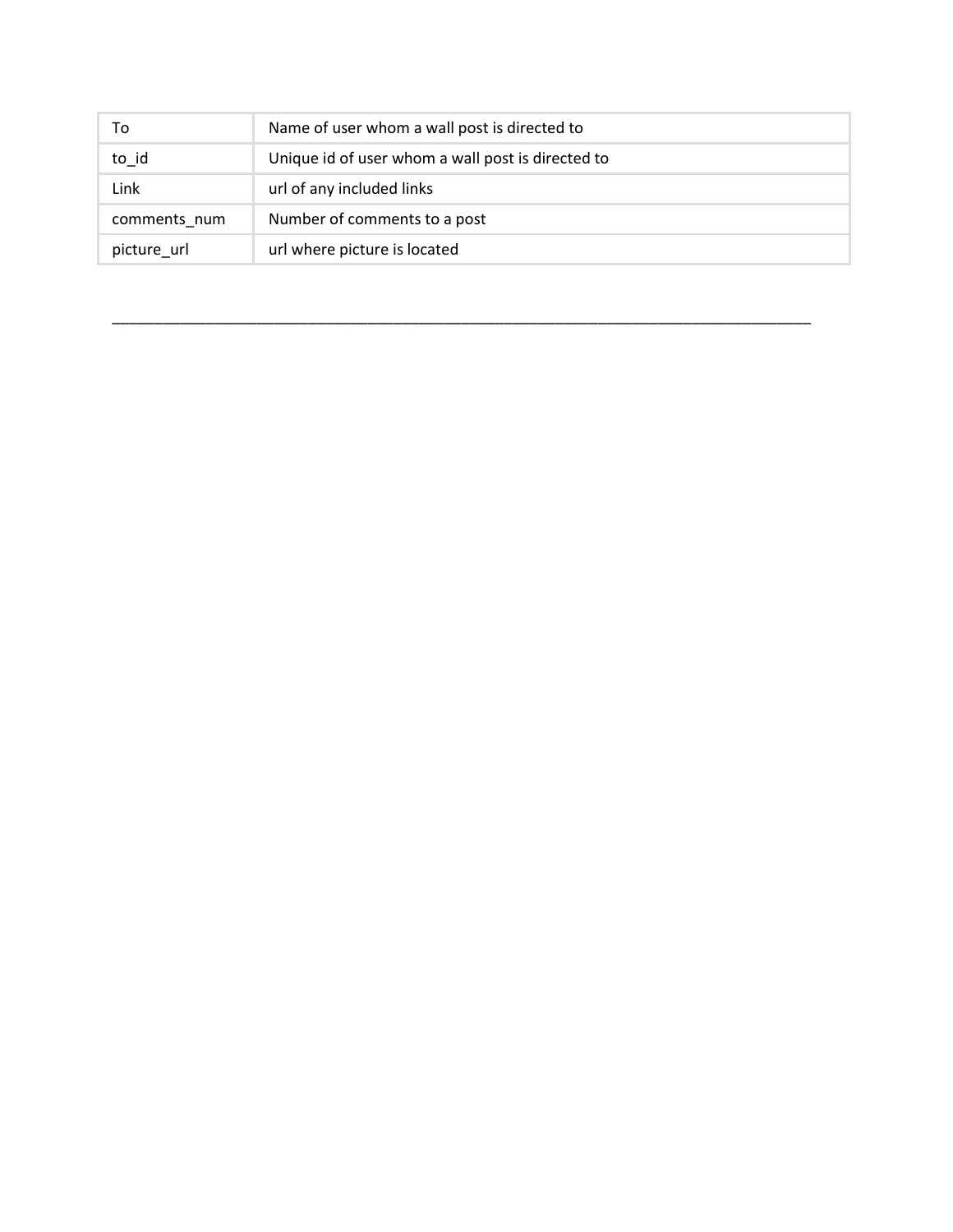| | |
|---|---|
| To | Name of user whom a wall post is directed to |
| to_id | Unique id of user whom a wall post is directed to |
| Link | url of any included links |
| comments_num | Number of comments to a post |
| picture_url | url where picture is located |

---